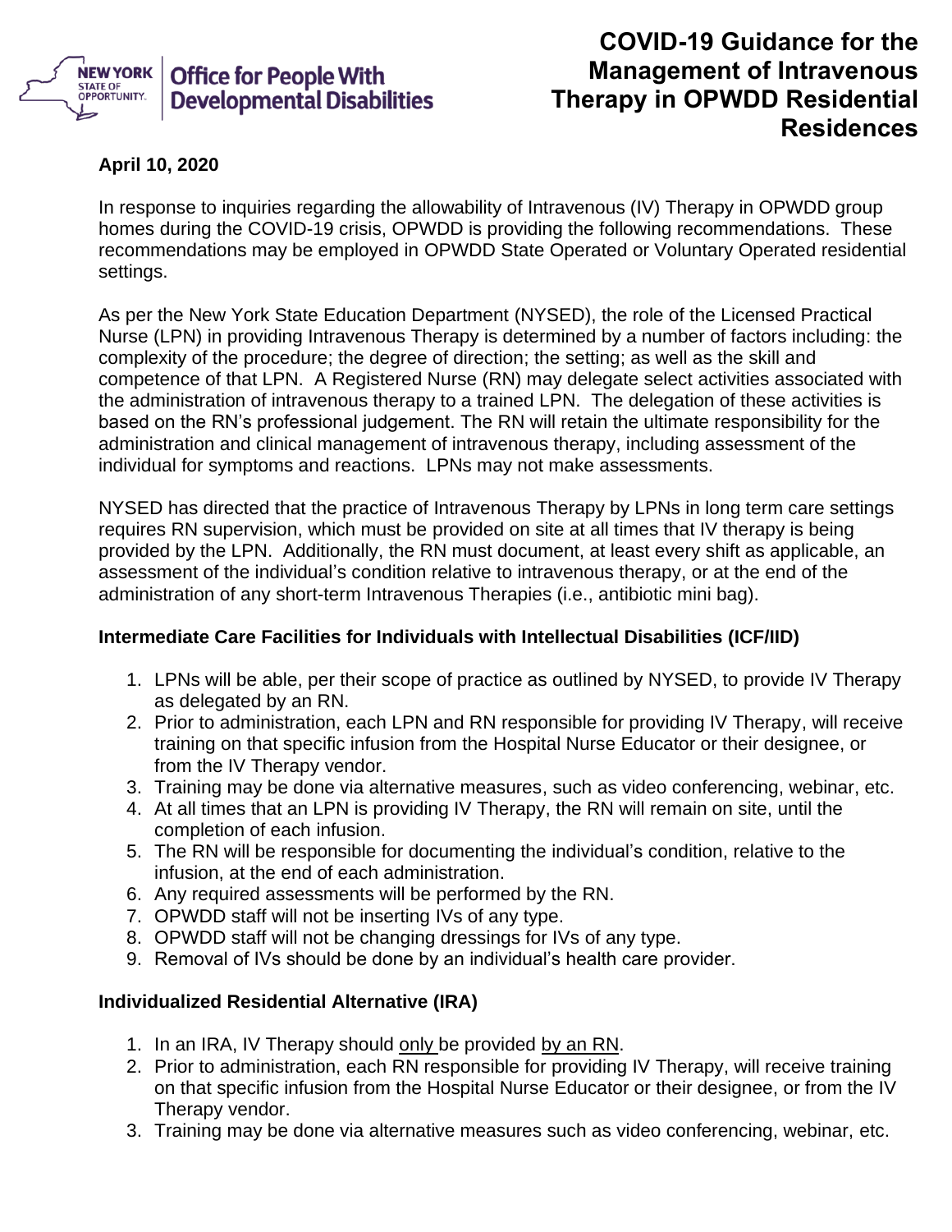New York State of Opportunity. Office for People With Developmental Disabilities

# COVID-19 Guidance for the Management of Intravenous Therapy in OPWDD Residential Residences

**April 10, 2020**

In response to inquiries regarding the allowability of Intravenous (IV) Therapy in OPWDD group homes during the COVID-19 crisis, OPWDD is providing the following recommendations. These recommendations may be employed in OPWDD State Operated or Voluntary Operated residential settings.

As per the New York State Education Department (NYSED), the role of the Licensed Practical Nurse (LPN) in providing Intravenous Therapy is determined by a number of factors including: the complexity of the procedure; the degree of direction; the setting; as well as the skill and competence of that LPN. A Registered Nurse (RN) may delegate select activities associated with the administration of intravenous therapy to a trained LPN. The delegation of these activities is based on the RN's professional judgement. The RN will retain the ultimate responsibility for the administration and clinical management of intravenous therapy, including assessment of the individual for symptoms and reactions. LPNs may not make assessments.

NYSED has directed that the practice of Intravenous Therapy by LPNs in long term care settings requires RN supervision, which must be provided on site at all times that IV therapy is being provided by the LPN. Additionally, the RN must document, at least every shift as applicable, an assessment of the individual's condition relative to intravenous therapy, or at the end of the administration of any short-term Intravenous Therapies (i.e., antibiotic mini bag).

### Intermediate Care Facilities for Individuals with Intellectual Disabilities (ICF/IID)

1. LPNs will be able, per their scope of practice as outlined by NYSED, to provide IV Therapy as delegated by an RN.
2. Prior to administration, each LPN and RN responsible for providing IV Therapy, will receive training on that specific infusion from the Hospital Nurse Educator or their designee, or from the IV Therapy vendor.
3. Training may be done via alternative measures, such as video conferencing, webinar, etc.
4. At all times that an LPN is providing IV Therapy, the RN will remain on site, until the completion of each infusion.
5. The RN will be responsible for documenting the individual's condition, relative to the infusion, at the end of each administration.
6. Any required assessments will be performed by the RN.
7. OPWDD staff will not be inserting IVs of any type.
8. OPWDD staff will not be changing dressings for IVs of any type.
9. Removal of IVs should be done by an individual's health care provider.

### Individualized Residential Alternative (IRA)

1. In an IRA, IV Therapy should <u>only</u> be provided <u>by an RN</u>.
2. Prior to administration, each RN responsible for providing IV Therapy, will receive training on that specific infusion from the Hospital Nurse Educator or their designee, or from the IV Therapy vendor.
3. Training may be done via alternative measures such as video conferencing, webinar, etc.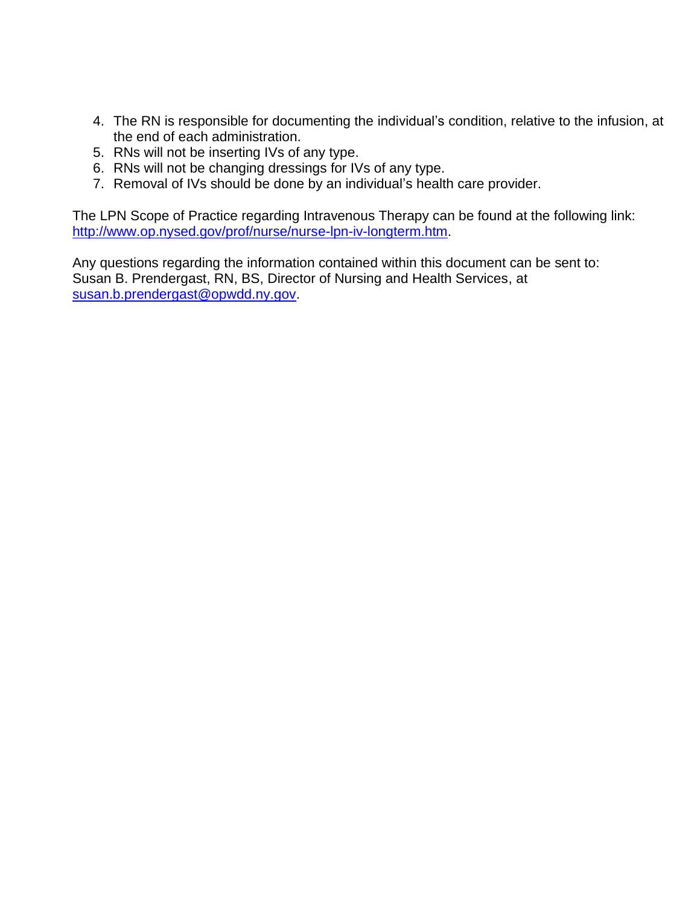4. The RN is responsible for documenting the individual's condition, relative to the infusion, at the end of each administration.
5. RNs will not be inserting IVs of any type.
6. RNs will not be changing dressings for IVs of any type.
7. Removal of IVs should be done by an individual's health care provider.

The LPN Scope of Practice regarding Intravenous Therapy can be found at the following link: [http://www.op.nysed.gov/prof/nurse/nurse-lpn-iv-longterm.htm](http://www.op.nysed.gov/prof/nurse/nurse-lpn-iv-longterm.htm).

Any questions regarding the information contained within this document can be sent to: Susan B. Prendergast, RN, BS, Director of Nursing and Health Services, at [susan.b.prendergast@opwdd.ny.gov](mailto:susan.b.prendergast@opwdd.ny.gov).